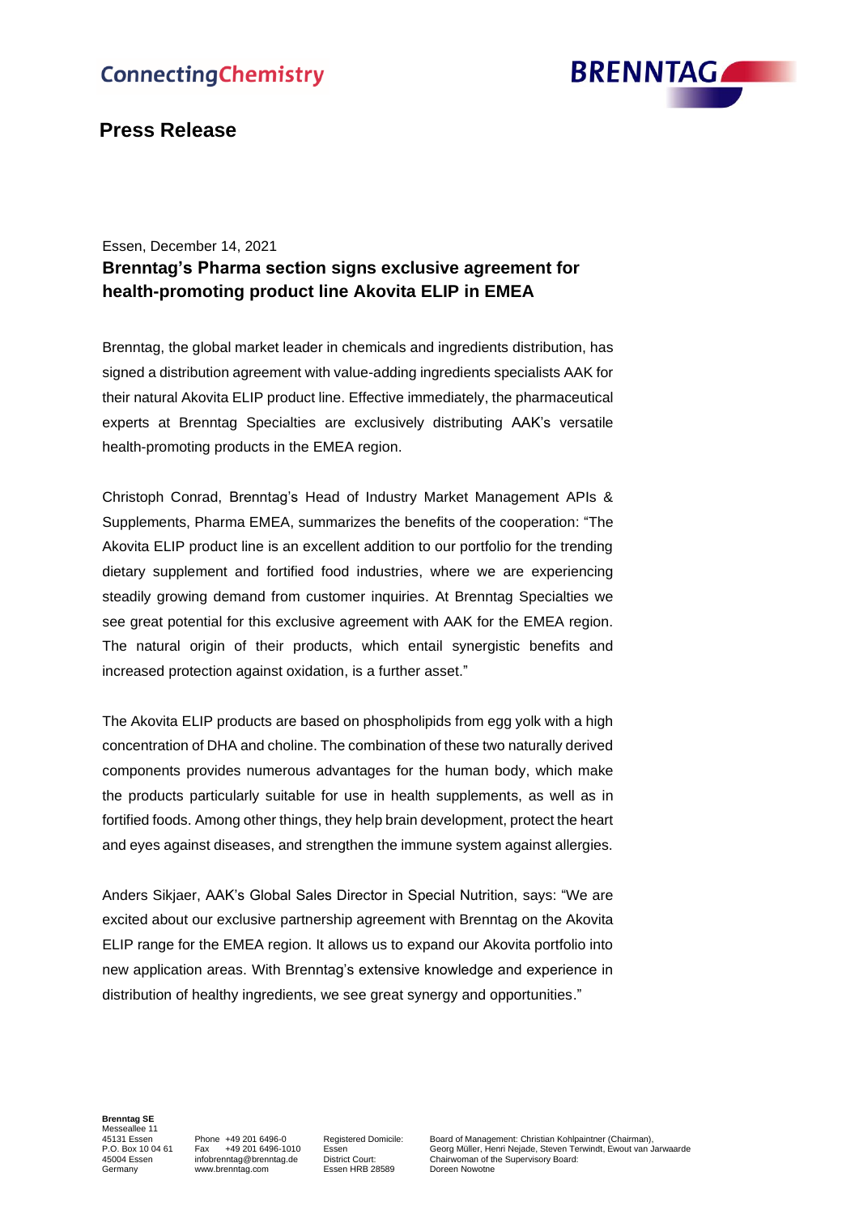ConnectingChemistry

BRENNTAG

## Press Release

Essen, December 14, 2021

**Brenntag's Pharma section signs exclusive agreement for health-promoting product line Akovita ELIP in EMEA**

Brenntag, the global market leader in chemicals and ingredients distribution, has signed a distribution agreement with value-adding ingredients specialists AAK for their natural Akovita ELIP product line. Effective immediately, the pharmaceutical experts at Brenntag Specialties are exclusively distributing AAK's versatile health-promoting products in the EMEA region.

Christoph Conrad, Brenntag's Head of Industry Market Management APIs & Supplements, Pharma EMEA, summarizes the benefits of the cooperation: "The Akovita ELIP product line is an excellent addition to our portfolio for the trending dietary supplement and fortified food industries, where we are experiencing steadily growing demand from customer inquiries. At Brenntag Specialties we see great potential for this exclusive agreement with AAK for the EMEA region. The natural origin of their products, which entail synergistic benefits and increased protection against oxidation, is a further asset."

The Akovita ELIP products are based on phospholipids from egg yolk with a high concentration of DHA and choline. The combination of these two naturally derived components provides numerous advantages for the human body, which make the products particularly suitable for use in health supplements, as well as in fortified foods. Among other things, they help brain development, protect the heart and eyes against diseases, and strengthen the immune system against allergies.

Anders Sikjaer, AAK's Global Sales Director in Special Nutrition, says: "We are excited about our exclusive partnership agreement with Brenntag on the Akovita ELIP range for the EMEA region. It allows us to expand our Akovita portfolio into new application areas. With Brenntag's extensive knowledge and experience in distribution of healthy ingredients, we see great synergy and opportunities."

**Brenntag SE**
Messeallee 11
45131 Essen
P.O. Box 10 04 61
45004 Essen
Germany

Phone +49 201 6496-0
Fax +49 201 6496-1010
infobrenntag@brenntag.de
www.brenntag.com

Registered Domicile:
Essen
District Court:
Essen HRB 28589

Board of Management: Christian Kohlpaintner (Chairman),
Georg Müller, Henri Nejade, Steven Terwindt, Ewout van Jarwaarde
Chairwoman of the Supervisory Board:
Doreen Nowotne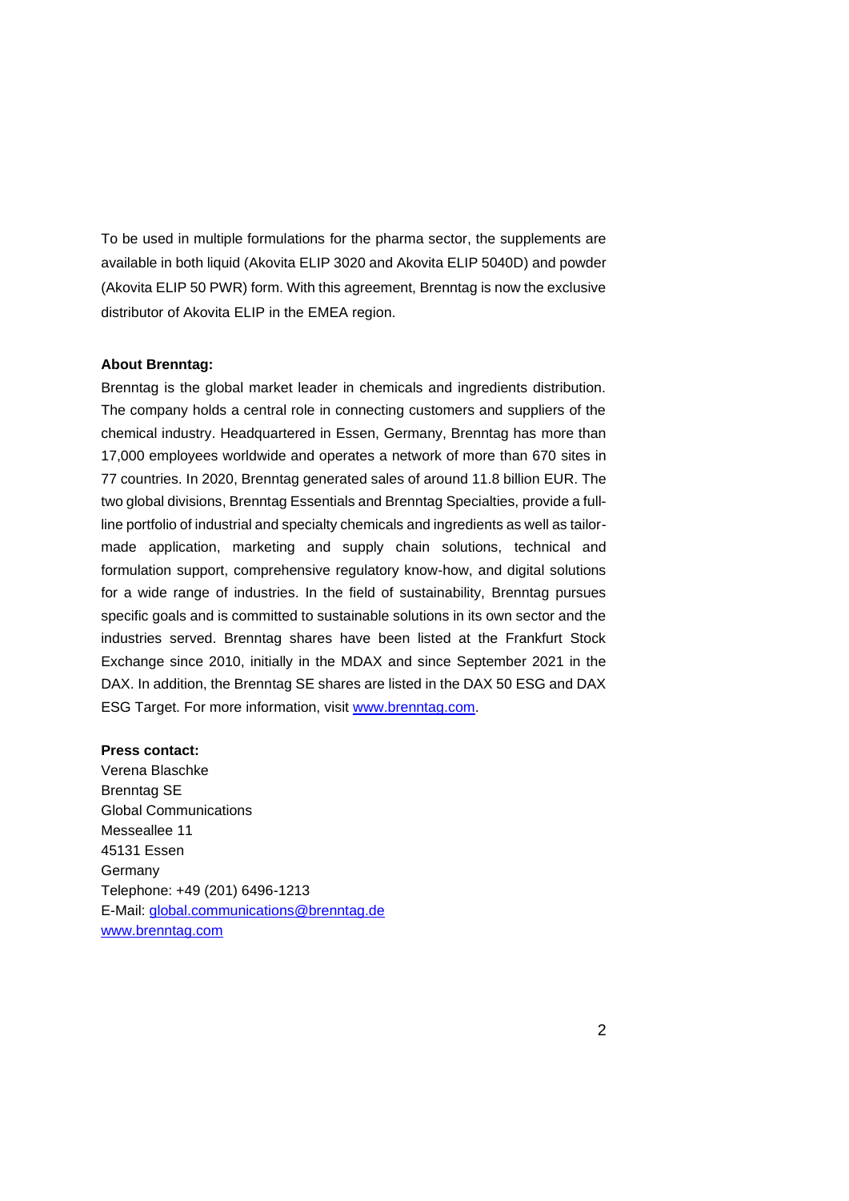To be used in multiple formulations for the pharma sector, the supplements are available in both liquid (Akovita ELIP 3020 and Akovita ELIP 5040D) and powder (Akovita ELIP 50 PWR) form. With this agreement, Brenntag is now the exclusive distributor of Akovita ELIP in the EMEA region.

**About Brenntag:**

Brenntag is the global market leader in chemicals and ingredients distribution. The company holds a central role in connecting customers and suppliers of the chemical industry. Headquartered in Essen, Germany, Brenntag has more than 17,000 employees worldwide and operates a network of more than 670 sites in 77 countries. In 2020, Brenntag generated sales of around 11.8 billion EUR. The two global divisions, Brenntag Essentials and Brenntag Specialties, provide a full-line portfolio of industrial and specialty chemicals and ingredients as well as tailor-made application, marketing and supply chain solutions, technical and formulation support, comprehensive regulatory know-how, and digital solutions for a wide range of industries. In the field of sustainability, Brenntag pursues specific goals and is committed to sustainable solutions in its own sector and the industries served. Brenntag shares have been listed at the Frankfurt Stock Exchange since 2010, initially in the MDAX and since September 2021 in the DAX. In addition, the Brenntag SE shares are listed in the DAX 50 ESG and DAX ESG Target. For more information, visit www.brenntag.com.

**Press contact:**

Verena Blaschke
Brenntag SE
Global Communications
Messeallee 11
45131 Essen
Germany
Telephone: +49 (201) 6496-1213
E-Mail: global.communications@brenntag.de
www.brenntag.com